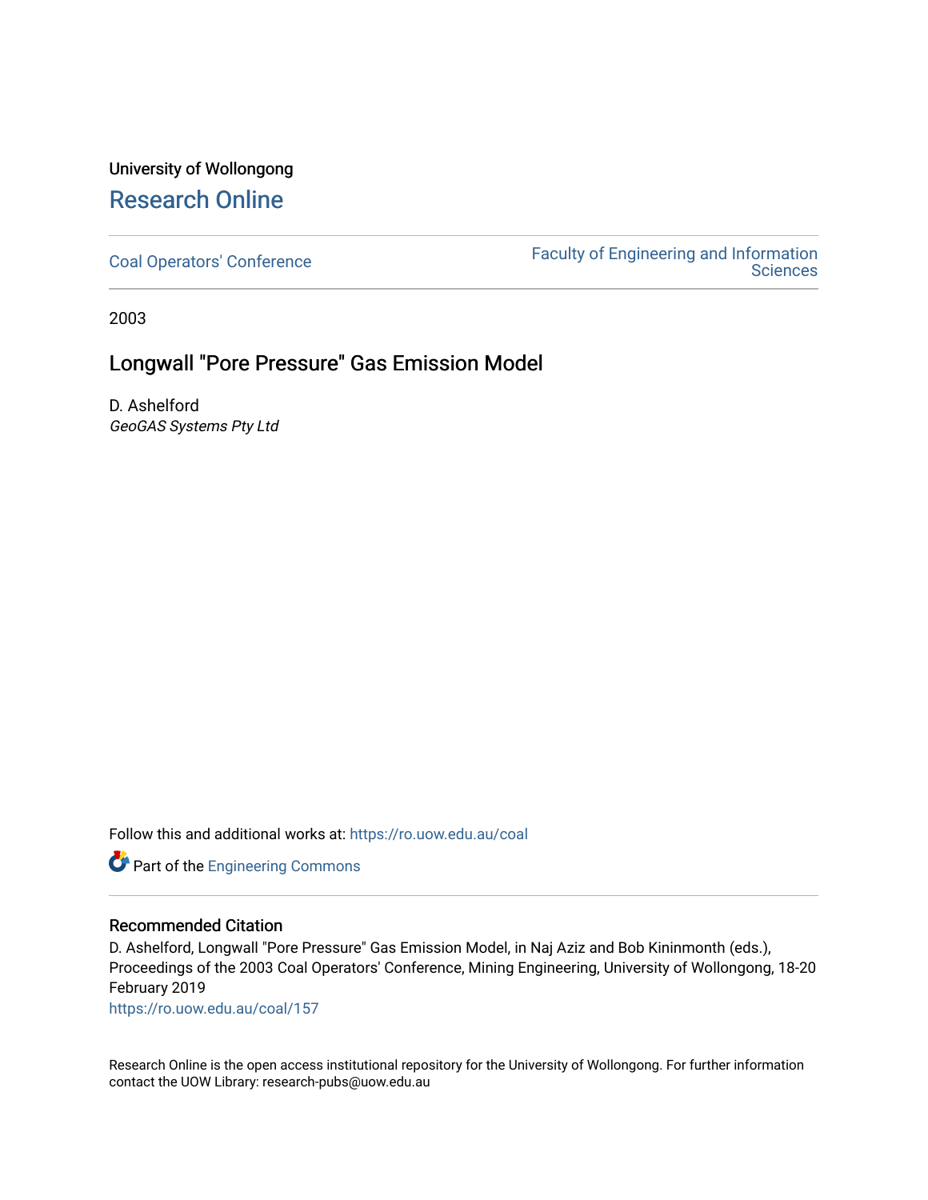University of Wollongong

# Research Online

Coal Operators' Conference

Faculty of Engineering and Information Sciences

2003

## Longwall "Pore Pressure" Gas Emission Model

D. Ashelford

*GeoGAS Systems Pty Ltd*

Follow this and additional works at: https://ro.uow.edu.au/coal

Part of the Engineering Commons

### Recommended Citation

D. Ashelford, Longwall "Pore Pressure" Gas Emission Model, in Naj Aziz and Bob Kininmonth (eds.), Proceedings of the 2003 Coal Operators' Conference, Mining Engineering, University of Wollongong, 18-20 February 2019

https://ro.uow.edu.au/coal/157

Research Online is the open access institutional repository for the University of Wollongong. For further information contact the UOW Library: research-pubs@uow.edu.au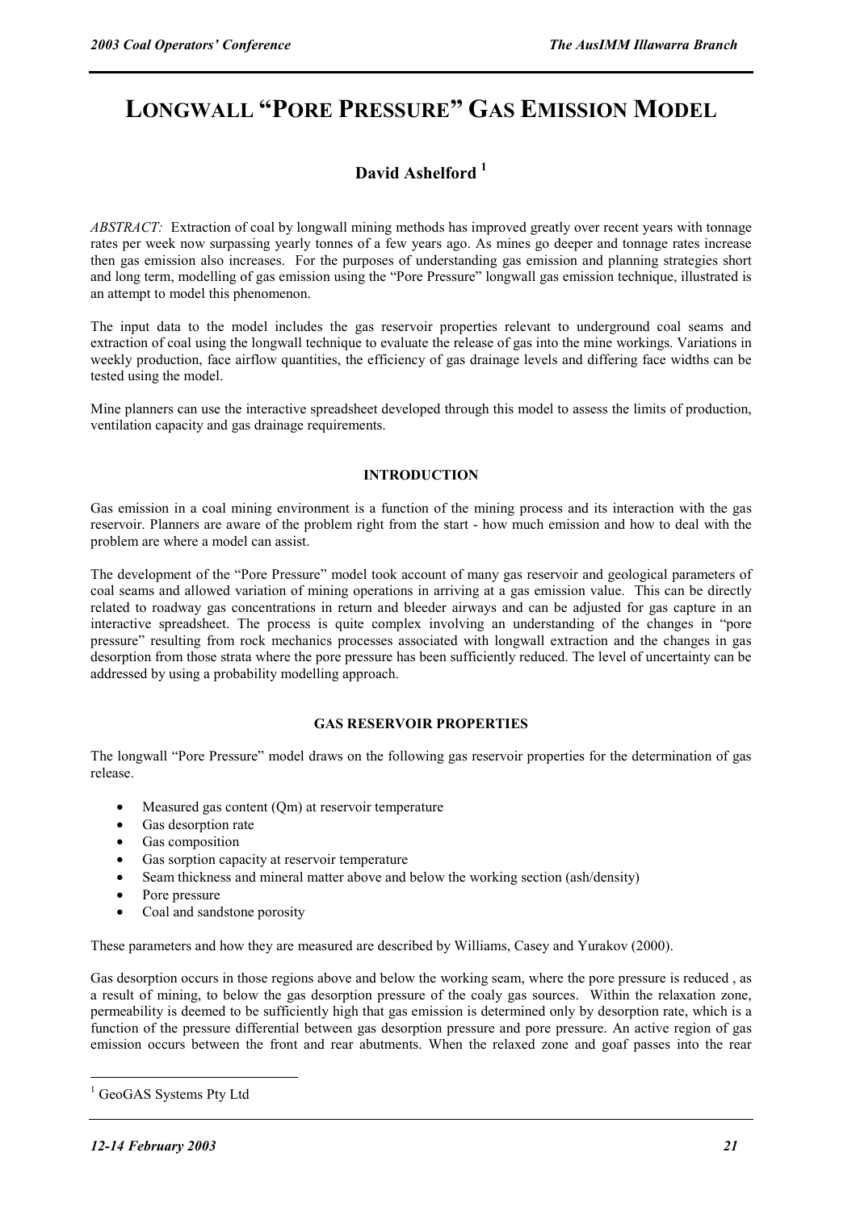# LONGWALL "PORE PRESSURE" GAS EMISSION MODEL

## David Ashelford [1]

*ABSTRACT:* Extraction of coal by longwall mining methods has improved greatly over recent years with tonnage rates per week now surpassing yearly tonnes of a few years ago. As mines go deeper and tonnage rates increase then gas emission also increases. For the purposes of understanding gas emission and planning strategies short and long term, modelling of gas emission using the "Pore Pressure" longwall gas emission technique, illustrated is an attempt to model this phenomenon.

The input data to the model includes the gas reservoir properties relevant to underground coal seams and extraction of coal using the longwall technique to evaluate the release of gas into the mine workings. Variations in weekly production, face airflow quantities, the efficiency of gas drainage levels and differing face widths can be tested using the model.

Mine planners can use the interactive spreadsheet developed through this model to assess the limits of production, ventilation capacity and gas drainage requirements.

### INTRODUCTION

Gas emission in a coal mining environment is a function of the mining process and its interaction with the gas reservoir. Planners are aware of the problem right from the start - how much emission and how to deal with the problem are where a model can assist.

The development of the "Pore Pressure" model took account of many gas reservoir and geological parameters of coal seams and allowed variation of mining operations in arriving at a gas emission value. This can be directly related to roadway gas concentrations in return and bleeder airways and can be adjusted for gas capture in an interactive spreadsheet. The process is quite complex involving an understanding of the changes in "pore pressure" resulting from rock mechanics processes associated with longwall extraction and the changes in gas desorption from those strata where the pore pressure has been sufficiently reduced. The level of uncertainty can be addressed by using a probability modelling approach.

### GAS RESERVOIR PROPERTIES

The longwall "Pore Pressure" model draws on the following gas reservoir properties for the determination of gas release.

- Measured gas content (Qm) at reservoir temperature
- Gas desorption rate
- Gas composition
- Gas sorption capacity at reservoir temperature
- Seam thickness and mineral matter above and below the working section (ash/density)
- Pore pressure
- Coal and sandstone porosity

These parameters and how they are measured are described by Williams, Casey and Yurakov (2000).

Gas desorption occurs in those regions above and below the working seam, where the pore pressure is reduced , as a result of mining, to below the gas desorption pressure of the coaly gas sources. Within the relaxation zone, permeability is deemed to be sufficiently high that gas emission is determined only by desorption rate, which is a function of the pressure differential between gas desorption pressure and pore pressure. An active region of gas emission occurs between the front and rear abutments. When the relaxed zone and goaf passes into the rear

[1] GeoGAS Systems Pty Ltd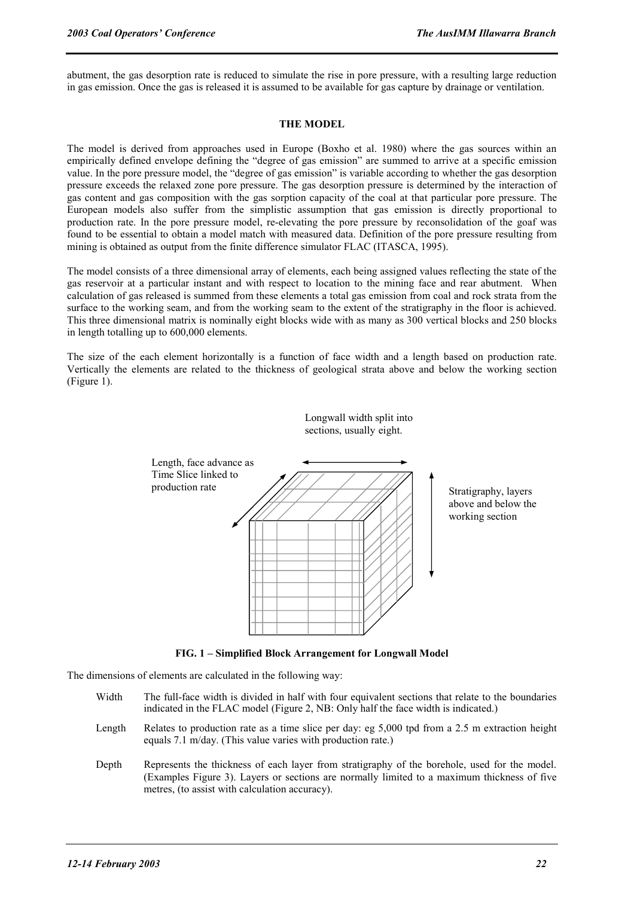abutment, the gas desorption rate is reduced to simulate the rise in pore pressure, with a resulting large reduction in gas emission. Once the gas is released it is assumed to be available for gas capture by drainage or ventilation.

## THE MODEL

The model is derived from approaches used in Europe (Boxho et al. 1980) where the gas sources within an empirically defined envelope defining the "degree of gas emission" are summed to arrive at a specific emission value. In the pore pressure model, the "degree of gas emission" is variable according to whether the gas desorption pressure exceeds the relaxed zone pore pressure. The gas desorption pressure is determined by the interaction of gas content and gas composition with the gas sorption capacity of the coal at that particular pore pressure. The European models also suffer from the simplistic assumption that gas emission is directly proportional to production rate. In the pore pressure model, re-elevating the pore pressure by reconsolidation of the goaf was found to be essential to obtain a model match with measured data. Definition of the pore pressure resulting from mining is obtained as output from the finite difference simulator FLAC (ITASCA, 1995).

The model consists of a three dimensional array of elements, each being assigned values reflecting the state of the gas reservoir at a particular instant and with respect to location to the mining face and rear abutment. When calculation of gas released is summed from these elements a total gas emission from coal and rock strata from the surface to the working seam, and from the working seam to the extent of the stratigraphy in the floor is achieved. This three dimensional matrix is nominally eight blocks wide with as many as 300 vertical blocks and 250 blocks in length totalling up to 600,000 elements.

The size of the each element horizontally is a function of face width and a length based on production rate. Vertically the elements are related to the thickness of geological strata above and below the working section (Figure 1).

Longwall width split into sections, usually eight.

Length, face advance as Time Slice linked to production rate

Stratigraphy, layers above and below the working section

**FIG. 1 – Simplified Block Arrangement for Longwall Model**

The dimensions of elements are calculated in the following way:

- Width — The full-face width is divided in half with four equivalent sections that relate to the boundaries indicated in the FLAC model (Figure 2, NB: Only half the face width is indicated.)
- Length — Relates to production rate as a time slice per day: eg 5,000 tpd from a 2.5 m extraction height equals 7.1 m/day. (This value varies with production rate.)
- Depth — Represents the thickness of each layer from stratigraphy of the borehole, used for the model. (Examples Figure 3). Layers or sections are normally limited to a maximum thickness of five metres, (to assist with calculation accuracy).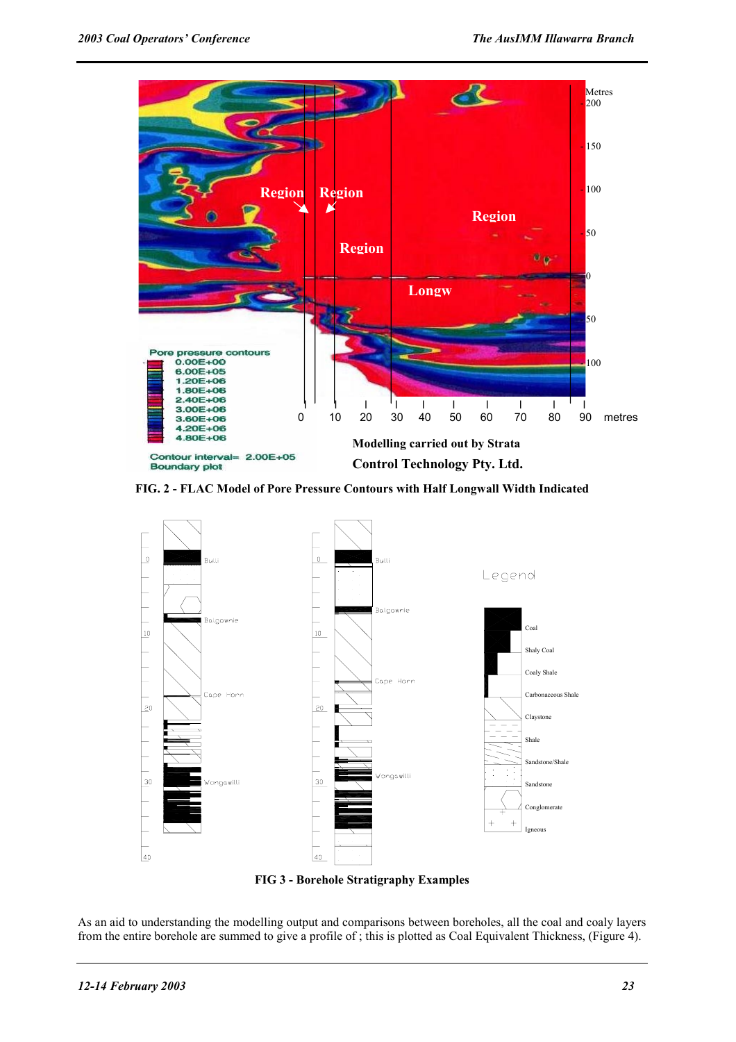FIG. 2 - FLAC Model of Pore Pressure Contours with Half Longwall Width Indicated

FIG 3 - Borehole Stratigraphy Examples

As an aid to understanding the modelling output and comparisons between boreholes, all the coal and coaly layers from the entire borehole are summed to give a profile of ; this is plotted as Coal Equivalent Thickness, (Figure 4).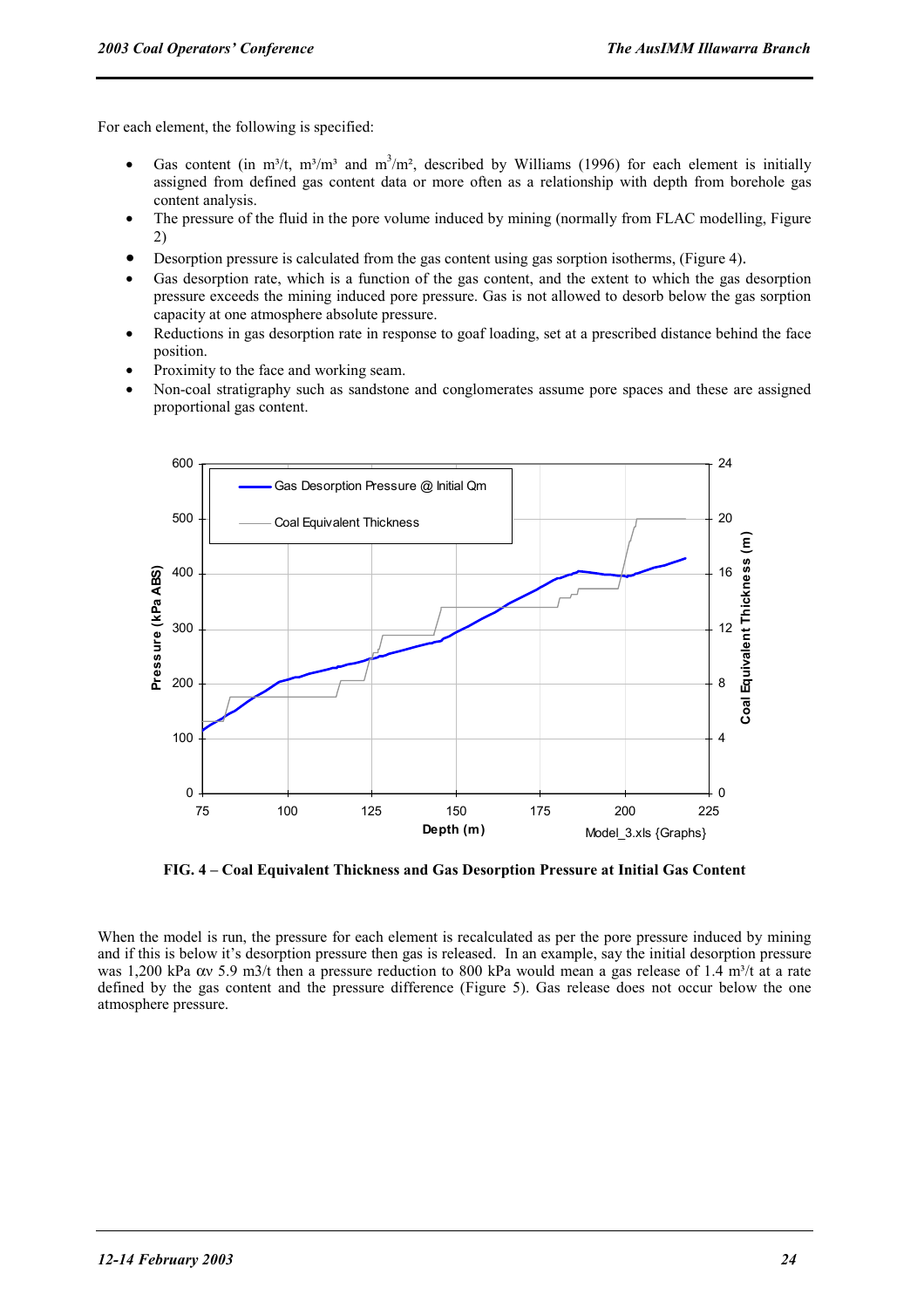For each element, the following is specified:

- Gas content (in m³/t, m³/m³ and m³/m², described by Williams (1996) for each element is initially assigned from defined gas content data or more often as a relationship with depth from borehole gas content analysis.
- The pressure of the fluid in the pore volume induced by mining (normally from FLAC modelling, Figure 2)
- Desorption pressure is calculated from the gas content using gas sorption isotherms, (Figure 4).
- Gas desorption rate, which is a function of the gas content, and the extent to which the gas desorption pressure exceeds the mining induced pore pressure. Gas is not allowed to desorb below the gas sorption capacity at one atmosphere absolute pressure.
- Reductions in gas desorption rate in response to goaf loading, set at a prescribed distance behind the face position.
- Proximity to the face and working seam.
- Non-coal stratigraphy such as sandstone and conglomerates assume pore spaces and these are assigned proportional gas content.

**FIG. 4 – Coal Equivalent Thickness and Gas Desorption Pressure at Initial Gas Content**

When the model is run, the pressure for each element is recalculated as per the pore pressure induced by mining and if this is below it's desorption pressure then gas is released. In an example, say the initial desorption pressure was 1,200 kPa αv 5.9 m3/t then a pressure reduction to 800 kPa would mean a gas release of 1.4 m³/t at a rate defined by the gas content and the pressure difference (Figure 5). Gas release does not occur below the one atmosphere pressure.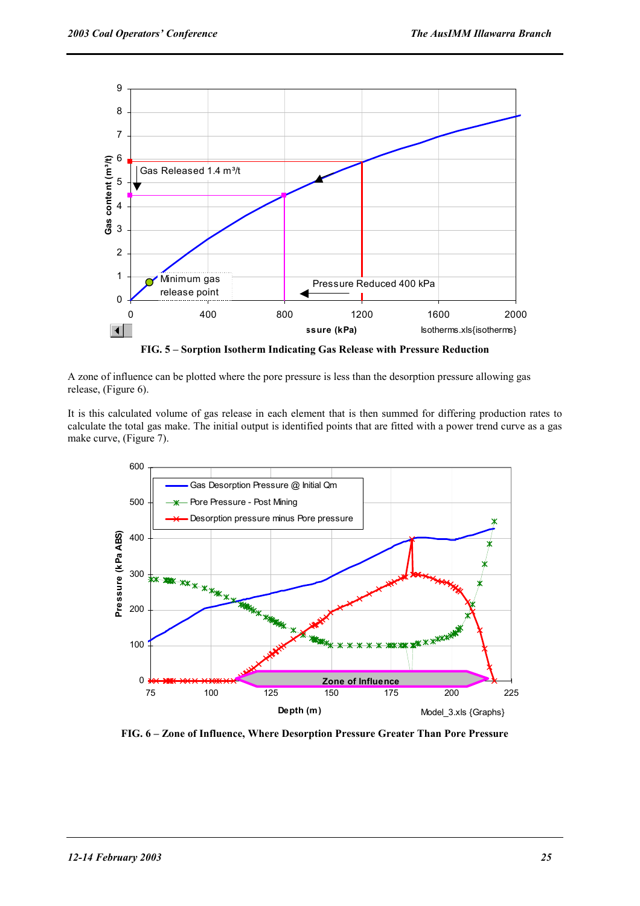FIG. 5 – Sorption Isotherm Indicating Gas Release with Pressure Reduction

A zone of influence can be plotted where the pore pressure is less than the desorption pressure allowing gas release, (Figure 6).

It is this calculated volume of gas release in each element that is then summed for differing production rates to calculate the total gas make. The initial output is identified points that are fitted with a power trend curve as a gas make curve, (Figure 7).

FIG. 6 – Zone of Influence, Where Desorption Pressure Greater Than Pore Pressure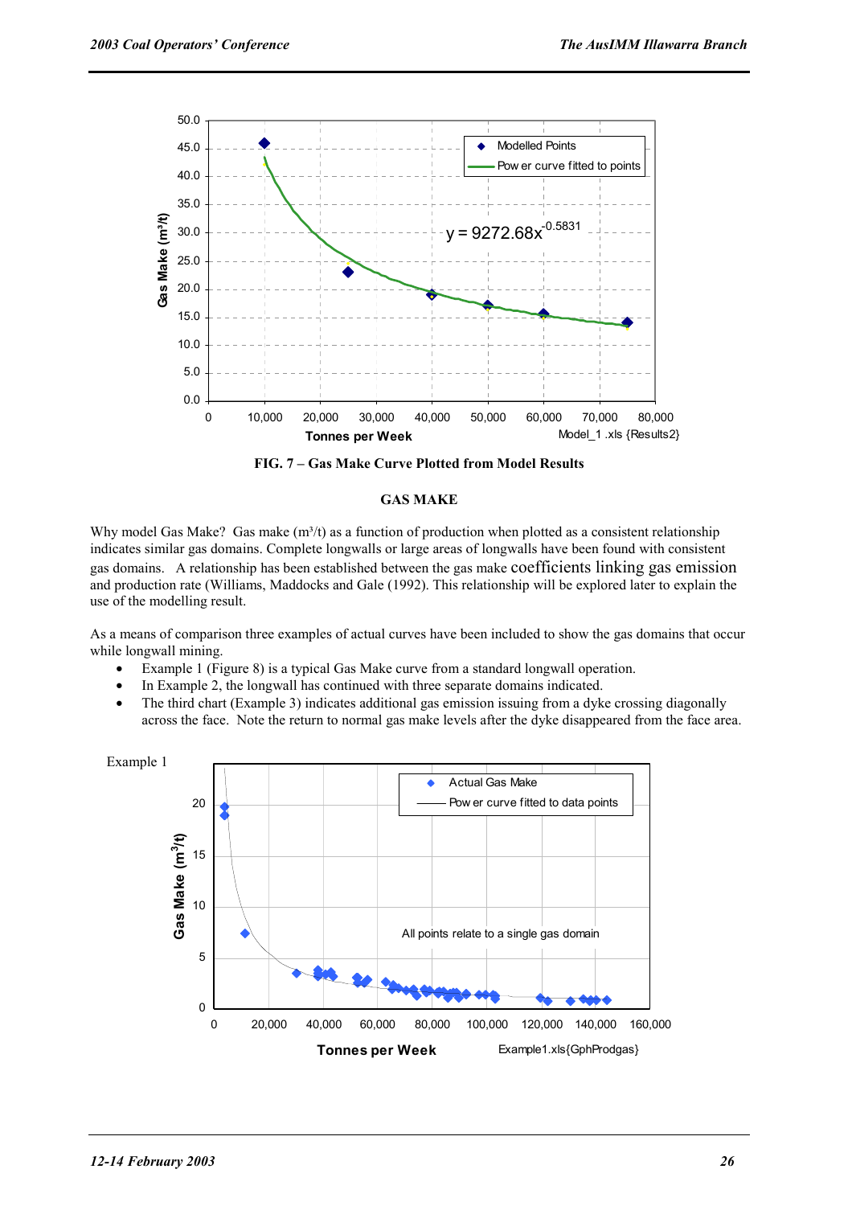FIG. 7 – Gas Make Curve Plotted from Model Results

## GAS MAKE

Why model Gas Make? Gas make (m³/t) as a function of production when plotted as a consistent relationship indicates similar gas domains. Complete longwalls or large areas of longwalls have been found with consistent gas domains. A relationship has been established between the gas make coefficients linking gas emission and production rate (Williams, Maddocks and Gale (1992). This relationship will be explored later to explain the use of the modelling result.

As a means of comparison three examples of actual curves have been included to show the gas domains that occur while longwall mining.

- Example 1 (Figure 8) is a typical Gas Make curve from a standard longwall operation.
- In Example 2, the longwall has continued with three separate domains indicated.
- The third chart (Example 3) indicates additional gas emission issuing from a dyke crossing diagonally across the face. Note the return to normal gas make levels after the dyke disappeared from the face area.

Example 1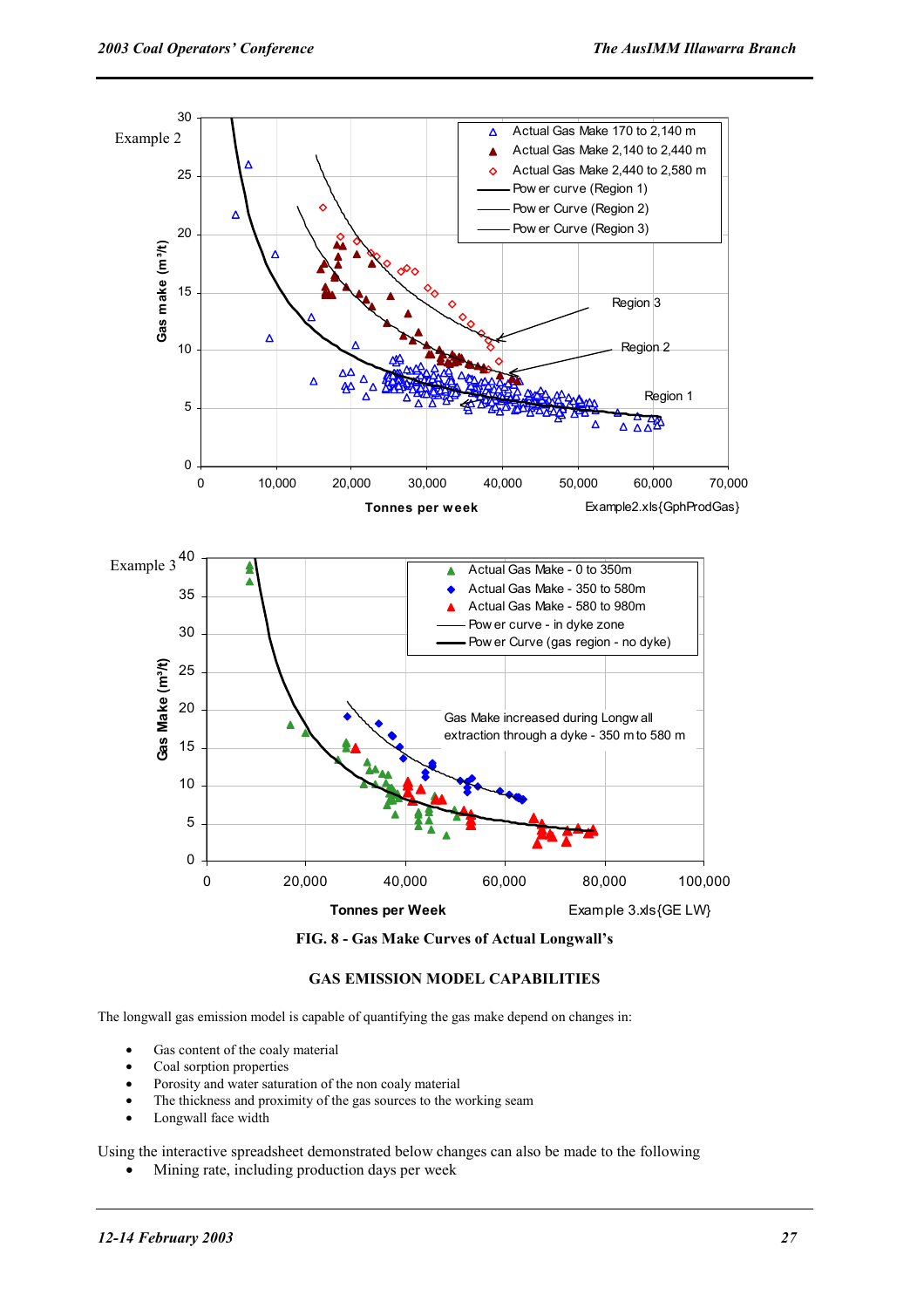FIG. 8 - Gas Make Curves of Actual Longwall's

## GAS EMISSION MODEL CAPABILITIES

The longwall gas emission model is capable of quantifying the gas make depend on changes in:

- Gas content of the coaly material
- Coal sorption properties
- Porosity and water saturation of the non coaly material
- The thickness and proximity of the gas sources to the working seam
- Longwall face width

Using the interactive spreadsheet demonstrated below changes can also be made to the following

- Mining rate, including production days per week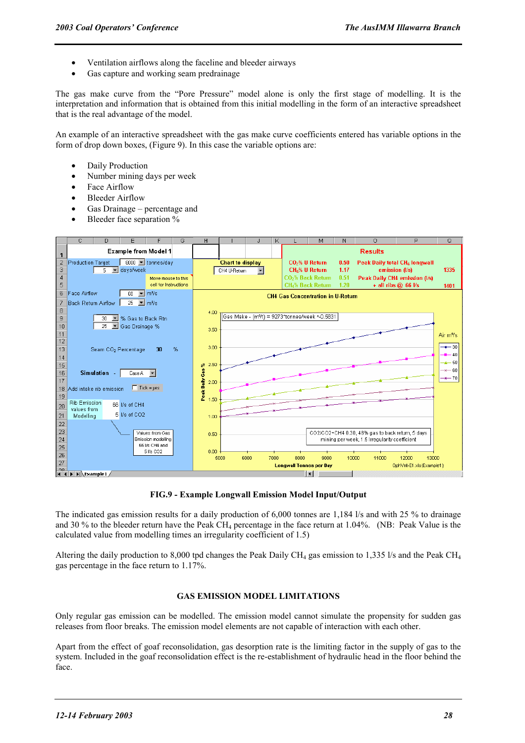- Ventilation airflows along the faceline and bleeder airways
- Gas capture and working seam predrainage

The gas make curve from the "Pore Pressure" model alone is only the first stage of modelling. It is the interpretation and information that is obtained from this initial modelling in the form of an interactive spreadsheet that is the real advantage of the model.

An example of an interactive spreadsheet with the gas make curve coefficients entered has variable options in the form of drop down boxes, (Figure 9). In this case the variable options are:

- Daily Production
- Number mining days per week
- Face Airflow
- Bleeder Airflow
- Gas Drainage – percentage and
- Bleeder face separation %

**FIG.9 - Example Longwall Emission Model Input/Output**

The indicated gas emission results for a daily production of 6,000 tonnes are 1,184 l/s and with 25 % to drainage and 30 % to the bleeder return have the Peak $CH_4$ percentage in the face return at 1.04%. (NB: Peak Value is the calculated value from modelling times an irregularity coefficient of 1.5)

Altering the daily production to 8,000 tpd changes the Peak Daily $CH_4$ gas emission to 1,335 l/s and the Peak $CH_4$ gas percentage in the face return to 1.17%.

## GAS EMISSION MODEL LIMITATIONS

Only regular gas emission can be modelled. The emission model cannot simulate the propensity for sudden gas releases from floor breaks. The emission model elements are not capable of interaction with each other.

Apart from the effect of goaf reconsolidation, gas desorption rate is the limiting factor in the supply of gas to the system. Included in the goaf reconsolidation effect is the re-establishment of hydraulic head in the floor behind the face.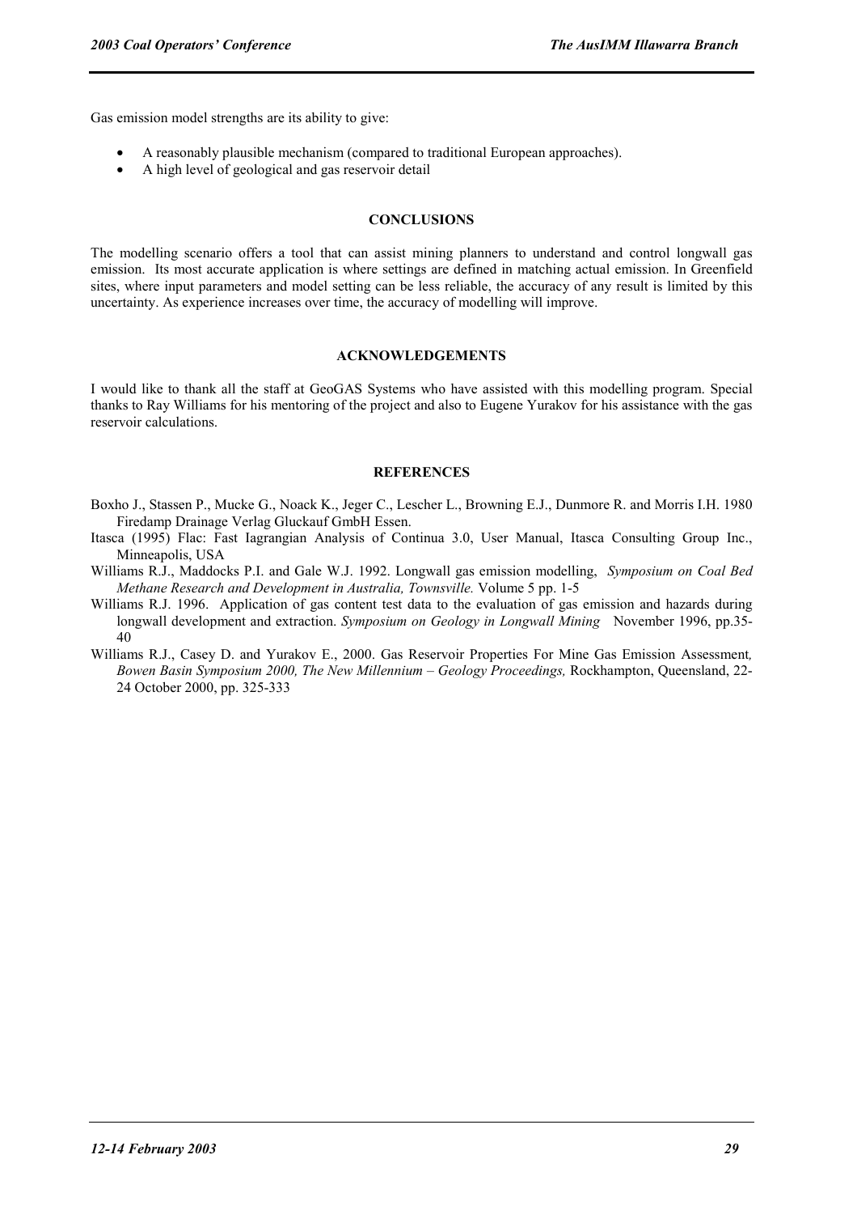Gas emission model strengths are its ability to give:

- A reasonably plausible mechanism (compared to traditional European approaches).
- A high level of geological and gas reservoir detail

## CONCLUSIONS

The modelling scenario offers a tool that can assist mining planners to understand and control longwall gas emission. Its most accurate application is where settings are defined in matching actual emission. In Greenfield sites, where input parameters and model setting can be less reliable, the accuracy of any result is limited by this uncertainty. As experience increases over time, the accuracy of modelling will improve.

## ACKNOWLEDGEMENTS

I would like to thank all the staff at GeoGAS Systems who have assisted with this modelling program. Special thanks to Ray Williams for his mentoring of the project and also to Eugene Yurakov for his assistance with the gas reservoir calculations.

## REFERENCES

Boxho J., Stassen P., Mucke G., Noack K., Jeger C., Lescher L., Browning E.J., Dunmore R. and Morris I.H. 1980 Firedamp Drainage Verlag Gluckauf GmbH Essen.

Itasca (1995) Flac: Fast Iagrangian Analysis of Continua 3.0, User Manual, Itasca Consulting Group Inc., Minneapolis, USA

Williams R.J., Maddocks P.I. and Gale W.J. 1992. Longwall gas emission modelling, *Symposium on Coal Bed Methane Research and Development in Australia, Townsville.* Volume 5 pp. 1-5

Williams R.J. 1996. Application of gas content test data to the evaluation of gas emission and hazards during longwall development and extraction. *Symposium on Geology in Longwall Mining* November 1996, pp.35-40

Williams R.J., Casey D. and Yurakov E., 2000. Gas Reservoir Properties For Mine Gas Emission Assessment*, Bowen Basin Symposium 2000, The New Millennium – Geology Proceedings,* Rockhampton, Queensland, 22-24 October 2000, pp. 325-333